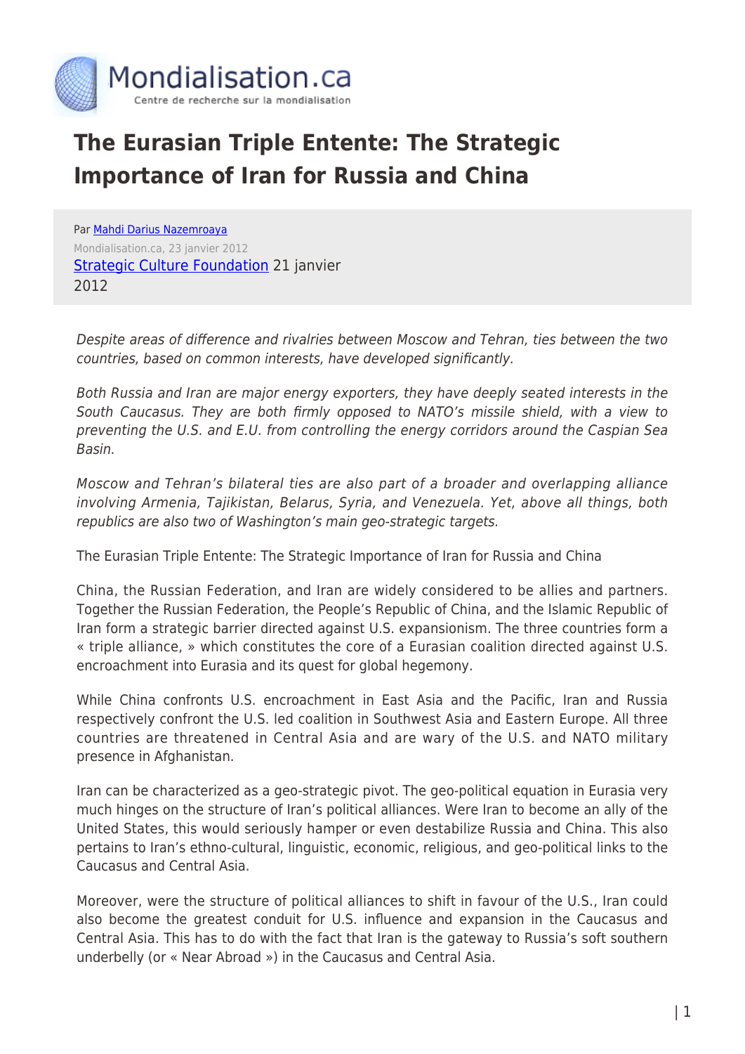# The Eurasian Triple Entente: The Strategic Importance of Iran for Russia and China

Par Mahdi Darius Nazemroaya
Mondialisation.ca, 23 janvier 2012
Strategic Culture Foundation 21 janvier 2012

*Despite areas of difference and rivalries between Moscow and Tehran, ties between the two countries, based on common interests, have developed significantly.*

*Both Russia and Iran are major energy exporters, they have deeply seated interests in the South Caucasus. They are both firmly opposed to NATO's missile shield, with a view to preventing the U.S. and E.U. from controlling the energy corridors around the Caspian Sea Basin.*

*Moscow and Tehran's bilateral ties are also part of a broader and overlapping alliance involving Armenia, Tajikistan, Belarus, Syria, and Venezuela. Yet, above all things, both republics are also two of Washington's main geo-strategic targets.*

The Eurasian Triple Entente: The Strategic Importance of Iran for Russia and China

China, the Russian Federation, and Iran are widely considered to be allies and partners. Together the Russian Federation, the People's Republic of China, and the Islamic Republic of Iran form a strategic barrier directed against U.S. expansionism. The three countries form a « triple alliance, » which constitutes the core of a Eurasian coalition directed against U.S. encroachment into Eurasia and its quest for global hegemony.

While China confronts U.S. encroachment in East Asia and the Pacific, Iran and Russia respectively confront the U.S. led coalition in Southwest Asia and Eastern Europe. All three countries are threatened in Central Asia and are wary of the U.S. and NATO military presence in Afghanistan.

Iran can be characterized as a geo-strategic pivot. The geo-political equation in Eurasia very much hinges on the structure of Iran's political alliances. Were Iran to become an ally of the United States, this would seriously hamper or even destabilize Russia and China. This also pertains to Iran's ethno-cultural, linguistic, economic, religious, and geo-political links to the Caucasus and Central Asia.

Moreover, were the structure of political alliances to shift in favour of the U.S., Iran could also become the greatest conduit for U.S. influence and expansion in the Caucasus and Central Asia. This has to do with the fact that Iran is the gateway to Russia's soft southern underbelly (or « Near Abroad ») in the Caucasus and Central Asia.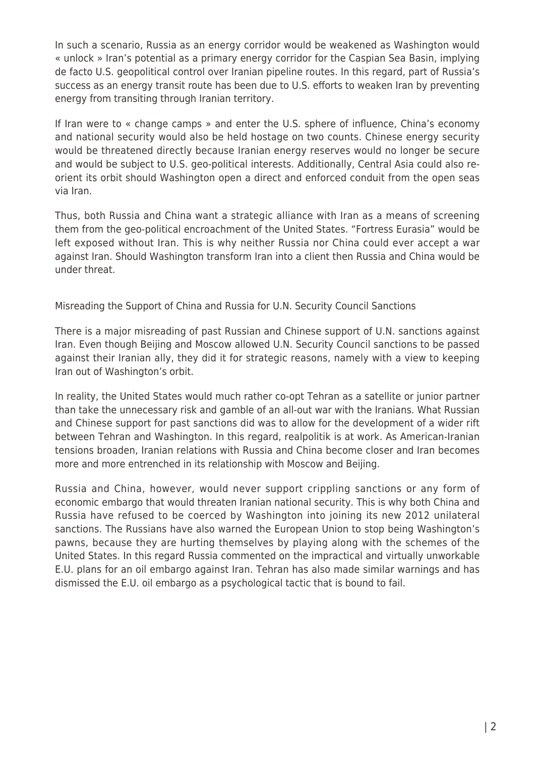In such a scenario, Russia as an energy corridor would be weakened as Washington would « unlock » Iran's potential as a primary energy corridor for the Caspian Sea Basin, implying de facto U.S. geopolitical control over Iranian pipeline routes. In this regard, part of Russia's success as an energy transit route has been due to U.S. efforts to weaken Iran by preventing energy from transiting through Iranian territory.

If Iran were to « change camps » and enter the U.S. sphere of influence, China's economy and national security would also be held hostage on two counts. Chinese energy security would be threatened directly because Iranian energy reserves would no longer be secure and would be subject to U.S. geo-political interests. Additionally, Central Asia could also re-orient its orbit should Washington open a direct and enforced conduit from the open seas via Iran.

Thus, both Russia and China want a strategic alliance with Iran as a means of screening them from the geo-political encroachment of the United States. "Fortress Eurasia" would be left exposed without Iran. This is why neither Russia nor China could ever accept a war against Iran. Should Washington transform Iran into a client then Russia and China would be under threat.

## Misreading the Support of China and Russia for U.N. Security Council Sanctions

There is a major misreading of past Russian and Chinese support of U.N. sanctions against Iran. Even though Beijing and Moscow allowed U.N. Security Council sanctions to be passed against their Iranian ally, they did it for strategic reasons, namely with a view to keeping Iran out of Washington's orbit.

In reality, the United States would much rather co-opt Tehran as a satellite or junior partner than take the unnecessary risk and gamble of an all-out war with the Iranians. What Russian and Chinese support for past sanctions did was to allow for the development of a wider rift between Tehran and Washington. In this regard, realpolitik is at work. As American-Iranian tensions broaden, Iranian relations with Russia and China become closer and Iran becomes more and more entrenched in its relationship with Moscow and Beijing.

Russia and China, however, would never support crippling sanctions or any form of economic embargo that would threaten Iranian national security. This is why both China and Russia have refused to be coerced by Washington into joining its new 2012 unilateral sanctions. The Russians have also warned the European Union to stop being Washington's pawns, because they are hurting themselves by playing along with the schemes of the United States. In this regard Russia commented on the impractical and virtually unworkable E.U. plans for an oil embargo against Iran. Tehran has also made similar warnings and has dismissed the E.U. oil embargo as a psychological tactic that is bound to fail.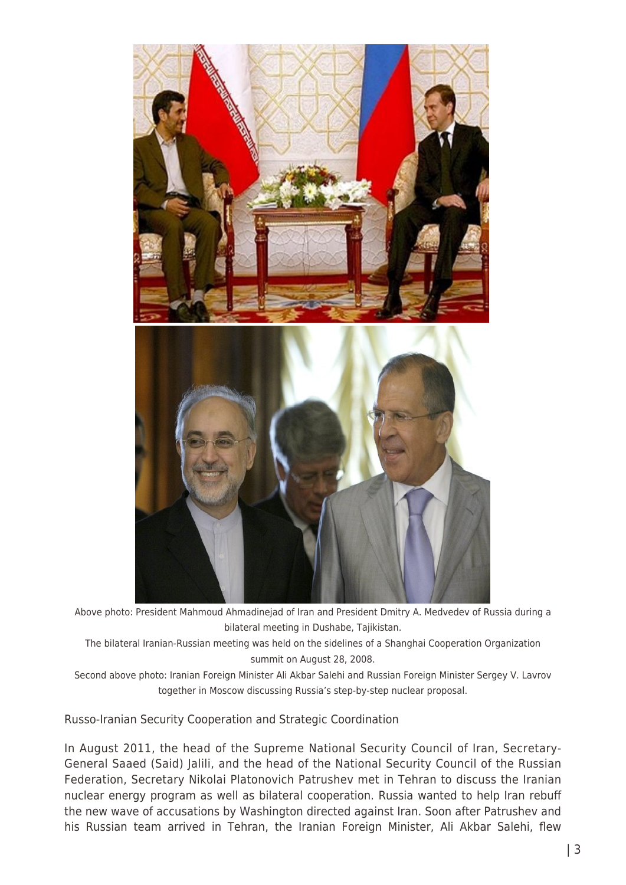Above photo: President Mahmoud Ahmadinejad of Iran and President Dmitry A. Medvedev of Russia during a bilateral meeting in Dushabe, Tajikistan.

The bilateral Iranian-Russian meeting was held on the sidelines of a Shanghai Cooperation Organization summit on August 28, 2008.

Second above photo: Iranian Foreign Minister Ali Akbar Salehi and Russian Foreign Minister Sergey V. Lavrov together in Moscow discussing Russia's step-by-step nuclear proposal.

## Russo-Iranian Security Cooperation and Strategic Coordination

In August 2011, the head of the Supreme National Security Council of Iran, Secretary-General Saaed (Said) Jalili, and the head of the National Security Council of the Russian Federation, Secretary Nikolai Platonovich Patrushev met in Tehran to discuss the Iranian nuclear energy program as well as bilateral cooperation. Russia wanted to help Iran rebuff the new wave of accusations by Washington directed against Iran. Soon after Patrushev and his Russian team arrived in Tehran, the Iranian Foreign Minister, Ali Akbar Salehi, flew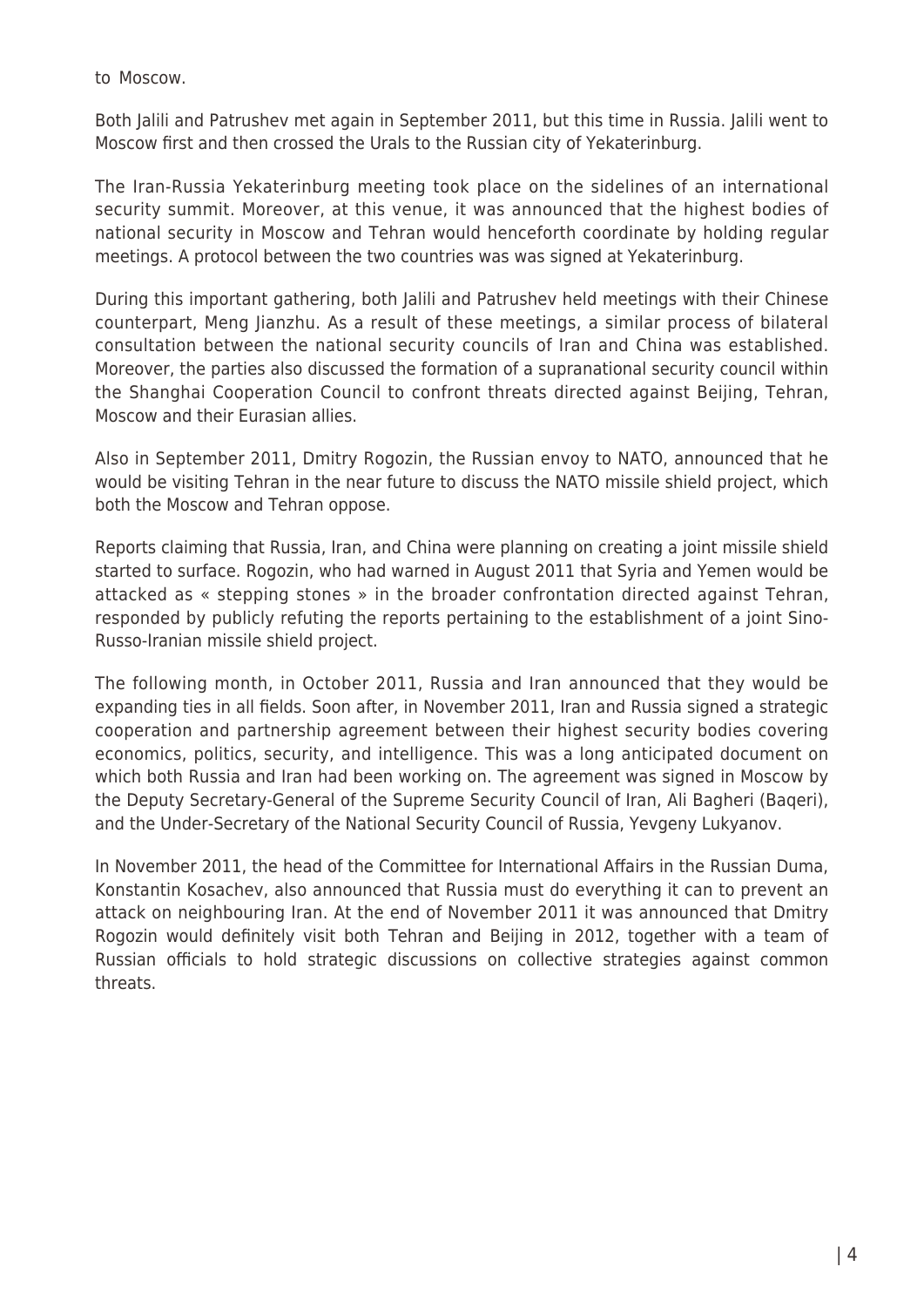to Moscow.

Both Jalili and Patrushev met again in September 2011, but this time in Russia. Jalili went to Moscow first and then crossed the Urals to the Russian city of Yekaterinburg.

The Iran-Russia Yekaterinburg meeting took place on the sidelines of an international security summit. Moreover, at this venue, it was announced that the highest bodies of national security in Moscow and Tehran would henceforth coordinate by holding regular meetings. A protocol between the two countries was was signed at Yekaterinburg.

During this important gathering, both Jalili and Patrushev held meetings with their Chinese counterpart, Meng Jianzhu. As a result of these meetings, a similar process of bilateral consultation between the national security councils of Iran and China was established. Moreover, the parties also discussed the formation of a supranational security council within the Shanghai Cooperation Council to confront threats directed against Beijing, Tehran, Moscow and their Eurasian allies.

Also in September 2011, Dmitry Rogozin, the Russian envoy to NATO, announced that he would be visiting Tehran in the near future to discuss the NATO missile shield project, which both the Moscow and Tehran oppose.

Reports claiming that Russia, Iran, and China were planning on creating a joint missile shield started to surface. Rogozin, who had warned in August 2011 that Syria and Yemen would be attacked as « stepping stones » in the broader confrontation directed against Tehran, responded by publicly refuting the reports pertaining to the establishment of a joint Sino-Russo-Iranian missile shield project.

The following month, in October 2011, Russia and Iran announced that they would be expanding ties in all fields. Soon after, in November 2011, Iran and Russia signed a strategic cooperation and partnership agreement between their highest security bodies covering economics, politics, security, and intelligence. This was a long anticipated document on which both Russia and Iran had been working on. The agreement was signed in Moscow by the Deputy Secretary-General of the Supreme Security Council of Iran, Ali Bagheri (Baqeri), and the Under-Secretary of the National Security Council of Russia, Yevgeny Lukyanov.

In November 2011, the head of the Committee for International Affairs in the Russian Duma, Konstantin Kosachev, also announced that Russia must do everything it can to prevent an attack on neighbouring Iran. At the end of November 2011 it was announced that Dmitry Rogozin would definitely visit both Tehran and Beijing in 2012, together with a team of Russian officials to hold strategic discussions on collective strategies against common threats.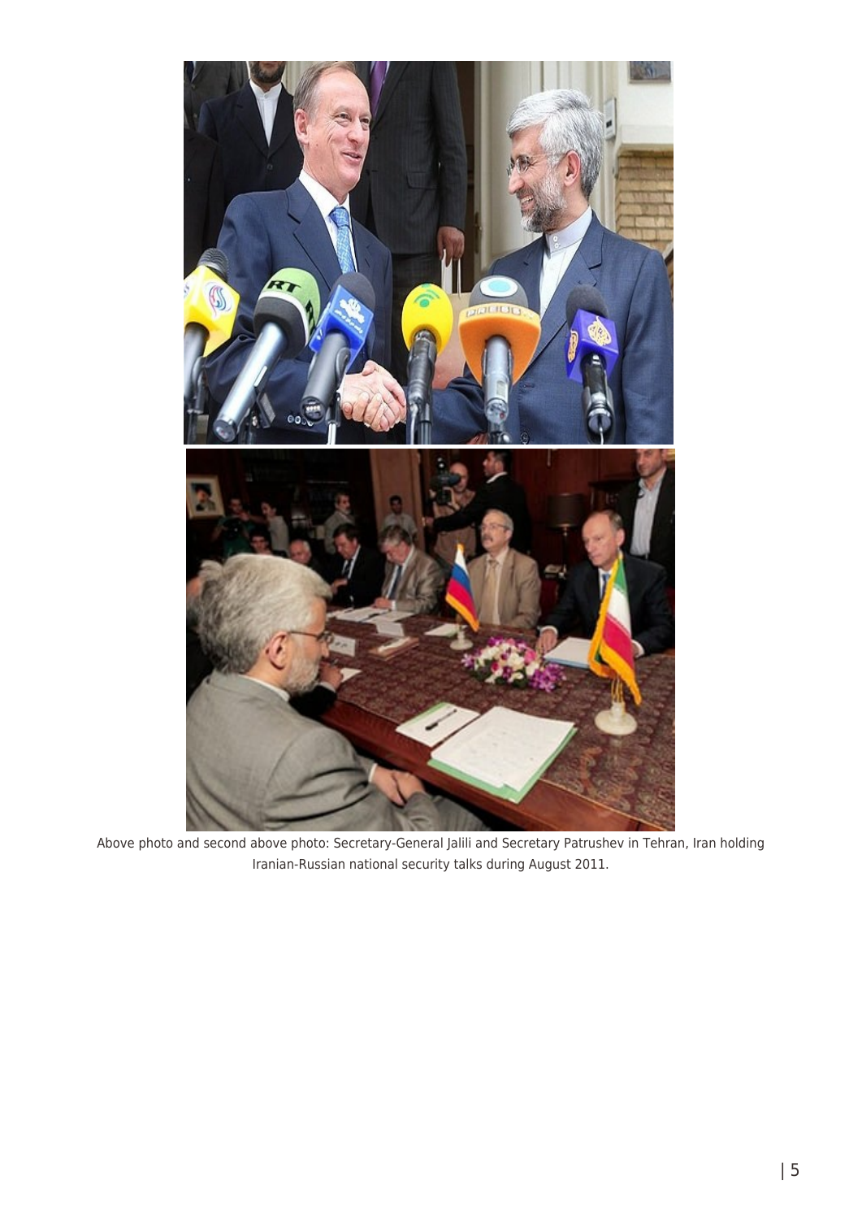Above photo and second above photo: Secretary-General Jalili and Secretary Patrushev in Tehran, Iran holding Iranian-Russian national security talks during August 2011.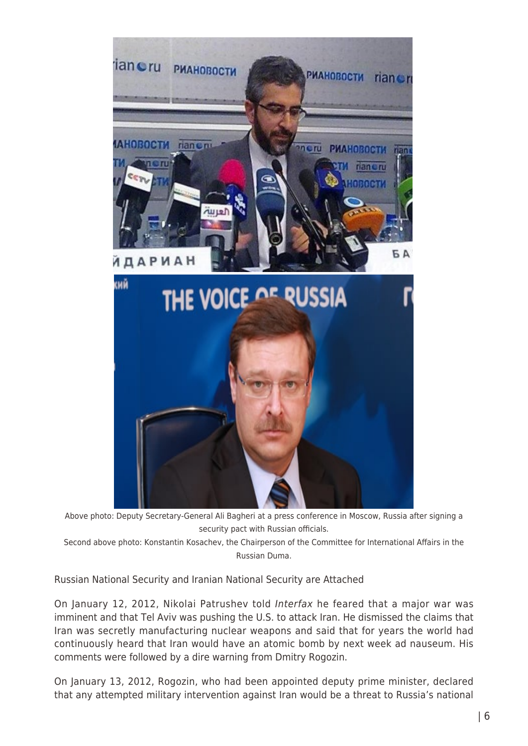Above photo: Deputy Secretary-General Ali Bagheri at a press conference in Moscow, Russia after signing a security pact with Russian officials.

Second above photo: Konstantin Kosachev, the Chairperson of the Committee for International Affairs in the Russian Duma.

Russian National Security and Iranian National Security are Attached

On January 12, 2012, Nikolai Patrushev told *Interfax* he feared that a major war was imminent and that Tel Aviv was pushing the U.S. to attack Iran. He dismissed the claims that Iran was secretly manufacturing nuclear weapons and said that for years the world had continuously heard that Iran would have an atomic bomb by next week ad nauseum. His comments were followed by a dire warning from Dmitry Rogozin.

On January 13, 2012, Rogozin, who had been appointed deputy prime minister, declared that any attempted military intervention against Iran would be a threat to Russia's national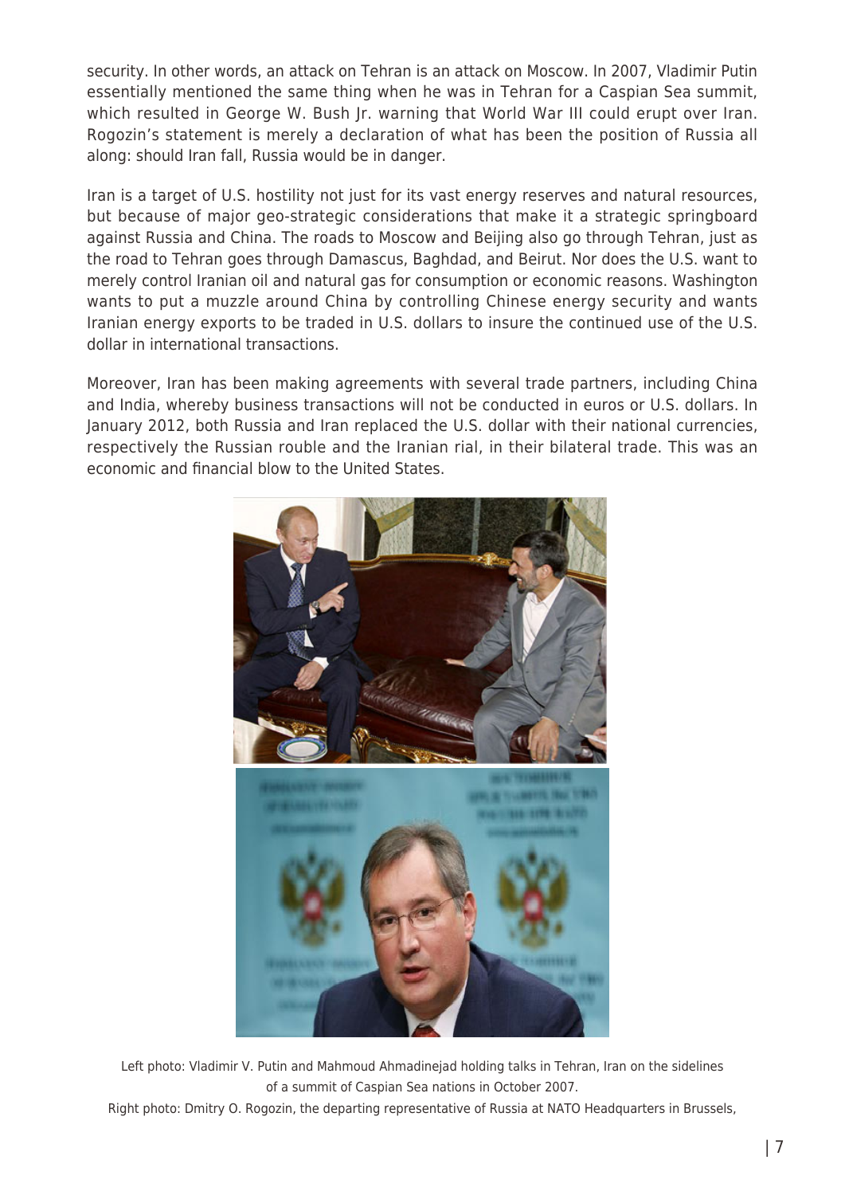security. In other words, an attack on Tehran is an attack on Moscow. In 2007, Vladimir Putin essentially mentioned the same thing when he was in Tehran for a Caspian Sea summit, which resulted in George W. Bush Jr. warning that World War III could erupt over Iran. Rogozin's statement is merely a declaration of what has been the position of Russia all along: should Iran fall, Russia would be in danger.

Iran is a target of U.S. hostility not just for its vast energy reserves and natural resources, but because of major geo-strategic considerations that make it a strategic springboard against Russia and China. The roads to Moscow and Beijing also go through Tehran, just as the road to Tehran goes through Damascus, Baghdad, and Beirut. Nor does the U.S. want to merely control Iranian oil and natural gas for consumption or economic reasons. Washington wants to put a muzzle around China by controlling Chinese energy security and wants Iranian energy exports to be traded in U.S. dollars to insure the continued use of the U.S. dollar in international transactions.

Moreover, Iran has been making agreements with several trade partners, including China and India, whereby business transactions will not be conducted in euros or U.S. dollars. In January 2012, both Russia and Iran replaced the U.S. dollar with their national currencies, respectively the Russian rouble and the Iranian rial, in their bilateral trade. This was an economic and financial blow to the United States.

Left photo: Vladimir V. Putin and Mahmoud Ahmadinejad holding talks in Tehran, Iran on the sidelines of a summit of Caspian Sea nations in October 2007.

Right photo: Dmitry O. Rogozin, the departing representative of Russia at NATO Headquarters in Brussels,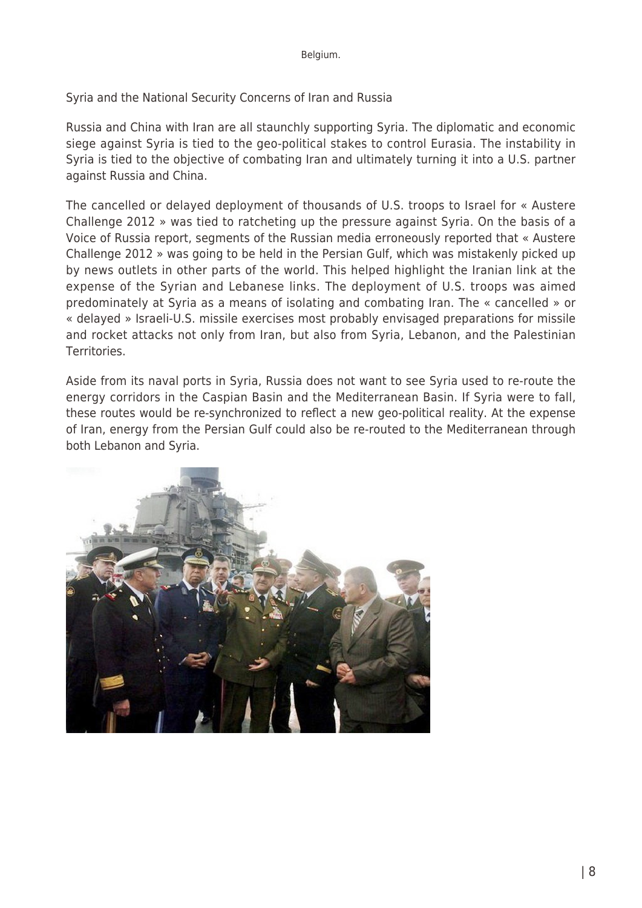Belgium.

Syria and the National Security Concerns of Iran and Russia

Russia and China with Iran are all staunchly supporting Syria. The diplomatic and economic siege against Syria is tied to the geo-political stakes to control Eurasia. The instability in Syria is tied to the objective of combating Iran and ultimately turning it into a U.S. partner against Russia and China.

The cancelled or delayed deployment of thousands of U.S. troops to Israel for « Austere Challenge 2012 » was tied to ratcheting up the pressure against Syria. On the basis of a Voice of Russia report, segments of the Russian media erroneously reported that « Austere Challenge 2012 » was going to be held in the Persian Gulf, which was mistakenly picked up by news outlets in other parts of the world. This helped highlight the Iranian link at the expense of the Syrian and Lebanese links. The deployment of U.S. troops was aimed predominately at Syria as a means of isolating and combating Iran. The « cancelled » or « delayed » Israeli-U.S. missile exercises most probably envisaged preparations for missile and rocket attacks not only from Iran, but also from Syria, Lebanon, and the Palestinian Territories.

Aside from its naval ports in Syria, Russia does not want to see Syria used to re-route the energy corridors in the Caspian Basin and the Mediterranean Basin. If Syria were to fall, these routes would be re-synchronized to reflect a new geo-political reality. At the expense of Iran, energy from the Persian Gulf could also be re-routed to the Mediterranean through both Lebanon and Syria.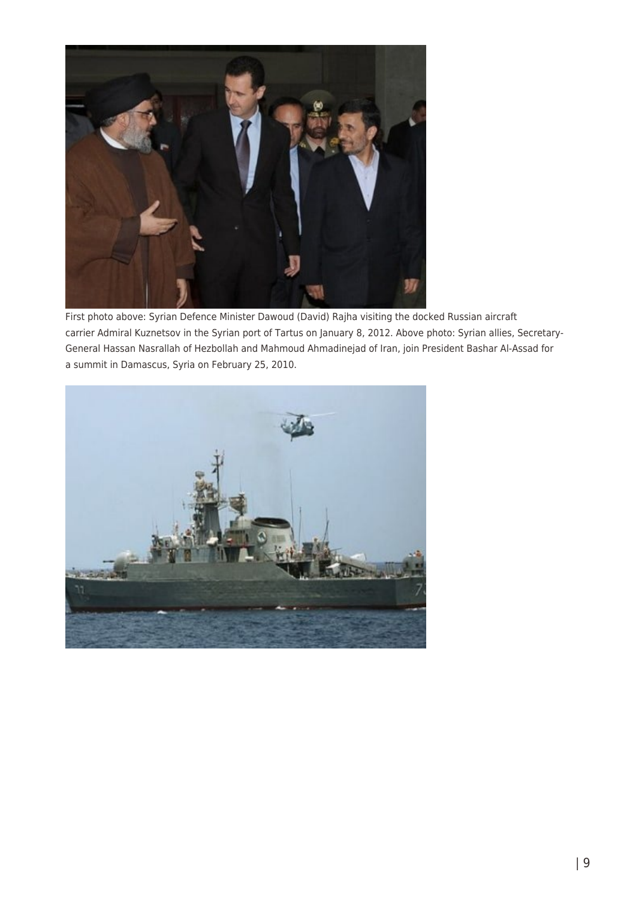First photo above: Syrian Defence Minister Dawoud (David) Rajha visiting the docked Russian aircraft carrier Admiral Kuznetsov in the Syrian port of Tartus on January 8, 2012. Above photo: Syrian allies, Secretary-General Hassan Nasrallah of Hezbollah and Mahmoud Ahmadinejad of Iran, join President Bashar Al-Assad for a summit in Damascus, Syria on February 25, 2010.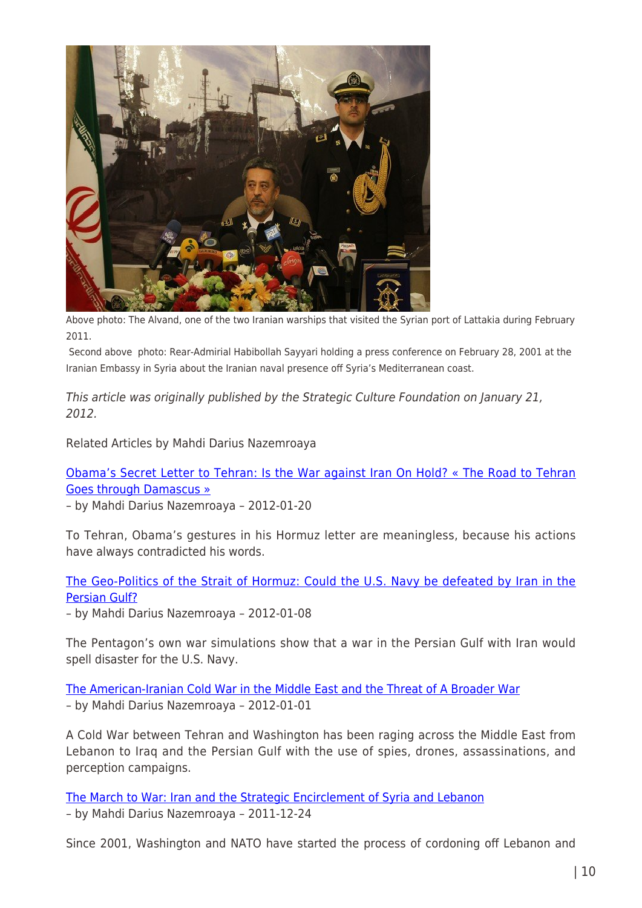Above photo: The Alvand, one of the two Iranian warships that visited the Syrian port of Lattakia during February 2011.

Second above photo: Rear-Admirial Habibollah Sayyari holding a press conference on February 28, 2001 at the Iranian Embassy in Syria about the Iranian naval presence off Syria's Mediterranean coast.

*This article was originally published by the Strategic Culture Foundation on January 21, 2012.*

Related Articles by Mahdi Darius Nazemroaya

[Obama's Secret Letter to Tehran: Is the War against Iran On Hold? « The Road to Tehran Goes through Damascus »]()
– by Mahdi Darius Nazemroaya – 2012-01-20

To Tehran, Obama's gestures in his Hormuz letter are meaningless, because his actions have always contradicted his words.

[The Geo-Politics of the Strait of Hormuz: Could the U.S. Navy be defeated by Iran in the Persian Gulf?]()
– by Mahdi Darius Nazemroaya – 2012-01-08

The Pentagon's own war simulations show that a war in the Persian Gulf with Iran would spell disaster for the U.S. Navy.

[The American-Iranian Cold War in the Middle East and the Threat of A Broader War]()
– by Mahdi Darius Nazemroaya – 2012-01-01

A Cold War between Tehran and Washington has been raging across the Middle East from Lebanon to Iraq and the Persian Gulf with the use of spies, drones, assassinations, and perception campaigns.

[The March to War: Iran and the Strategic Encirclement of Syria and Lebanon]()
– by Mahdi Darius Nazemroaya – 2011-12-24

Since 2001, Washington and NATO have started the process of cordoning off Lebanon and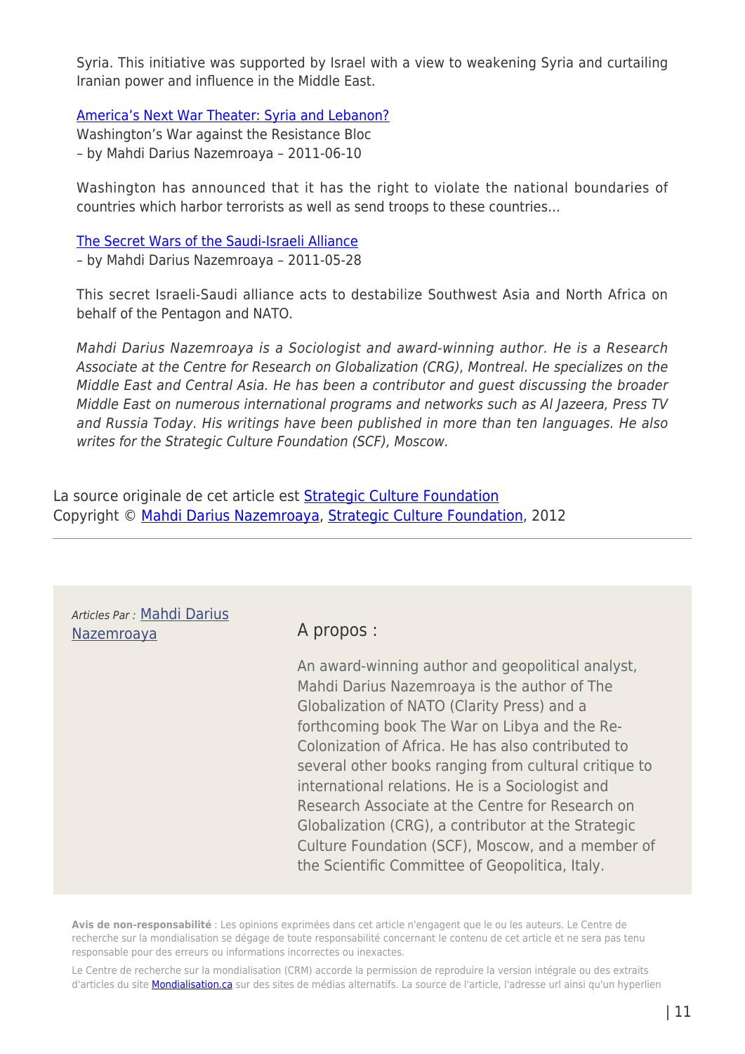Syria. This initiative was supported by Israel with a view to weakening Syria and curtailing Iranian power and influence in the Middle East.

America's Next War Theater: Syria and Lebanon?
Washington's War against the Resistance Bloc
– by Mahdi Darius Nazemroaya – 2011-06-10

Washington has announced that it has the right to violate the national boundaries of countries which harbor terrorists as well as send troops to these countries…

The Secret Wars of the Saudi-Israeli Alliance
– by Mahdi Darius Nazemroaya – 2011-05-28

This secret Israeli-Saudi alliance acts to destabilize Southwest Asia and North Africa on behalf of the Pentagon and NATO.

*Mahdi Darius Nazemroaya is a Sociologist and award-winning author. He is a Research Associate at the Centre for Research on Globalization (CRG), Montreal. He specializes on the Middle East and Central Asia. He has been a contributor and guest discussing the broader Middle East on numerous international programs and networks such as Al Jazeera, Press TV and Russia Today. His writings have been published in more than ten languages. He also writes for the Strategic Culture Foundation (SCF), Moscow.*

La source originale de cet article est Strategic Culture Foundation
Copyright © Mahdi Darius Nazemroaya, Strategic Culture Foundation, 2012

---

*Articles Par :* Mahdi Darius Nazemroaya

## A propos :

An award-winning author and geopolitical analyst, Mahdi Darius Nazemroaya is the author of The Globalization of NATO (Clarity Press) and a forthcoming book The War on Libya and the Re-Colonization of Africa. He has also contributed to several other books ranging from cultural critique to international relations. He is a Sociologist and Research Associate at the Centre for Research on Globalization (CRG), a contributor at the Strategic Culture Foundation (SCF), Moscow, and a member of the Scientific Committee of Geopolitica, Italy.

**Avis de non-responsabilité** : Les opinions exprimées dans cet article n'engagent que le ou les auteurs. Le Centre de recherche sur la mondialisation se dégage de toute responsabilité concernant le contenu de cet article et ne sera pas tenu responsable pour des erreurs ou informations incorrectes ou inexactes.

Le Centre de recherche sur la mondialisation (CRM) accorde la permission de reproduire la version intégrale ou des extraits d'articles du site Mondialisation.ca sur des sites de médias alternatifs. La source de l'article, l'adresse url ainsi qu'un hyperlien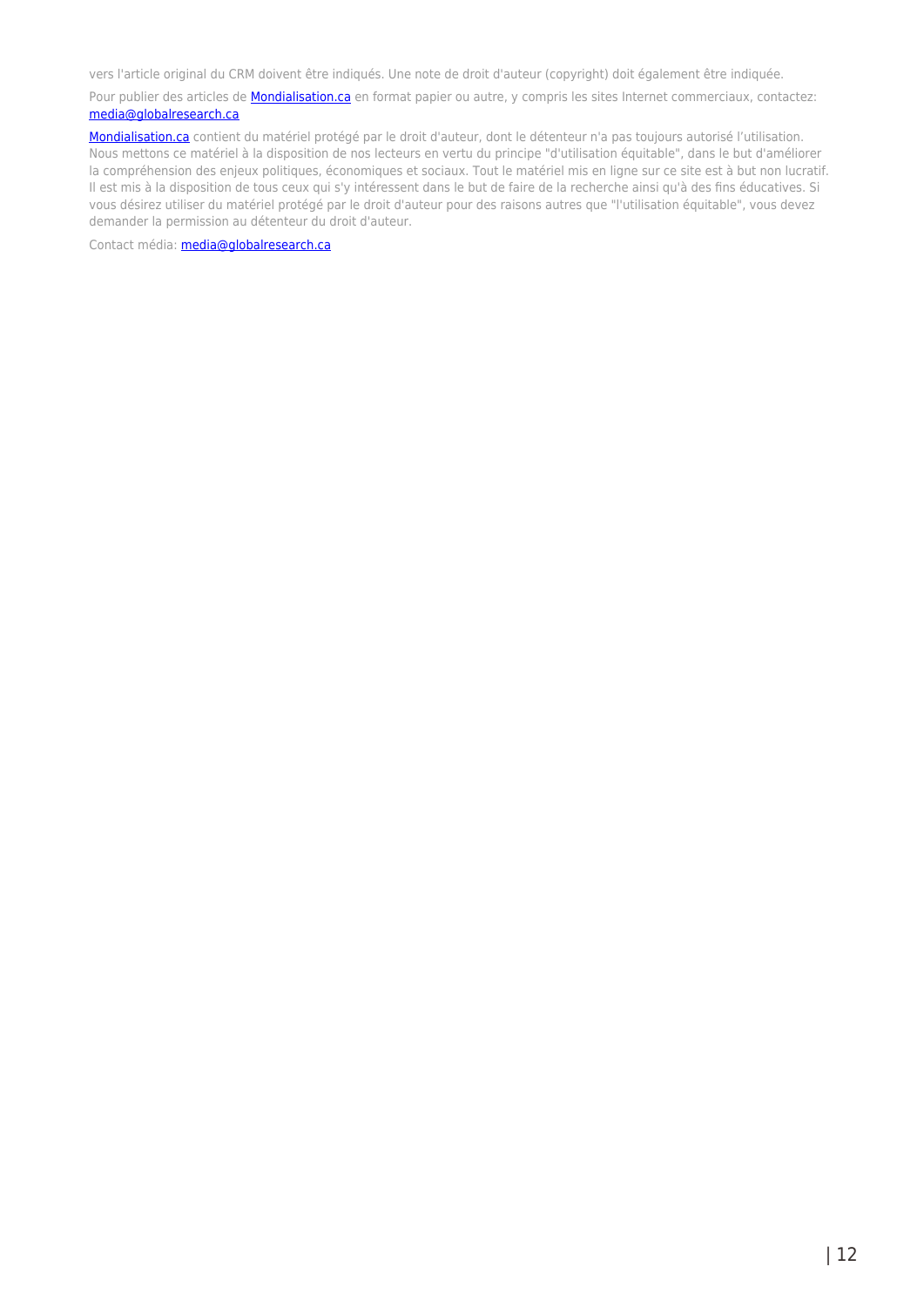vers l'article original du CRM doivent être indiqués. Une note de droit d'auteur (copyright) doit également être indiquée.

Pour publier des articles de [Mondialisation.ca](Mondialisation.ca) en format papier ou autre, y compris les sites Internet commerciaux, contactez: [media@globalresearch.ca](mailto:media@globalresearch.ca)

[Mondialisation.ca](Mondialisation.ca) contient du matériel protégé par le droit d'auteur, dont le détenteur n'a pas toujours autorisé l'utilisation. Nous mettons ce matériel à la disposition de nos lecteurs en vertu du principe "d'utilisation équitable", dans le but d'améliorer la compréhension des enjeux politiques, économiques et sociaux. Tout le matériel mis en ligne sur ce site est à but non lucratif. Il est mis à la disposition de tous ceux qui s'y intéressent dans le but de faire de la recherche ainsi qu'à des fins éducatives. Si vous désirez utiliser du matériel protégé par le droit d'auteur pour des raisons autres que "l'utilisation équitable", vous devez demander la permission au détenteur du droit d'auteur.

Contact média: [media@globalresearch.ca](mailto:media@globalresearch.ca)